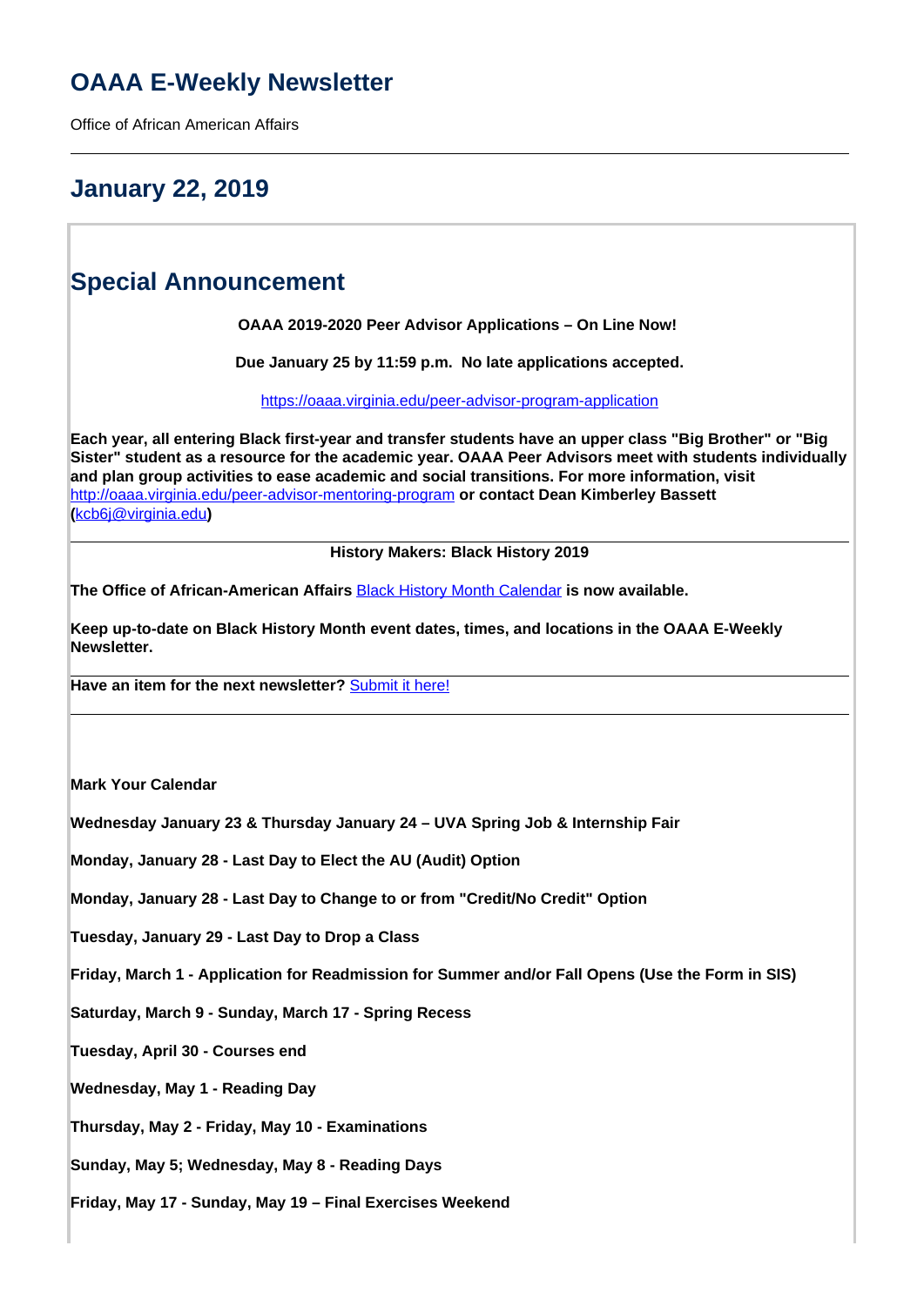# OAAA E-Weekly Newsletter

Office of African American Affairs

---

## January 22, 2019

## Special Announcement

**OAAA 2019-2020 Peer Advisor Applications – On Line Now!**

**Due January 25 by 11:59 p.m. No late applications accepted.**

https://oaaa.virginia.edu/peer-advisor-program-application

**Each year, all entering Black first-year and transfer students have an upper class "Big Brother" or "Big Sister" student as a resource for the academic year. OAAA Peer Advisors meet with students individually and plan group activities to ease academic and social transitions. For more information, visit** http://oaaa.virginia.edu/peer-advisor-mentoring-program **or contact Dean Kimberley Bassett (**kcb6j@virginia.edu**)**

---

**History Makers: Black History 2019**

**The Office of African-American Affairs** Black History Month Calendar **is now available.**

**Keep up-to-date on Black History Month event dates, times, and locations in the OAAA E-Weekly Newsletter.**

---

**Have an item for the next newsletter?** Submit it here!

---

**Mark Your Calendar**

**Wednesday January 23 & Thursday January 24 – UVA Spring Job & Internship Fair**

**Monday, January 28 - Last Day to Elect the AU (Audit) Option**

**Monday, January 28 - Last Day to Change to or from "Credit/No Credit" Option**

**Tuesday, January 29 - Last Day to Drop a Class**

**Friday, March 1 - Application for Readmission for Summer and/or Fall Opens (Use the Form in SIS)**

**Saturday, March 9 - Sunday, March 17 - Spring Recess**

**Tuesday, April 30 - Courses end**

**Wednesday, May 1 - Reading Day**

**Thursday, May 2 - Friday, May 10 - Examinations**

**Sunday, May 5; Wednesday, May 8 - Reading Days**

**Friday, May 17 - Sunday, May 19 – Final Exercises Weekend**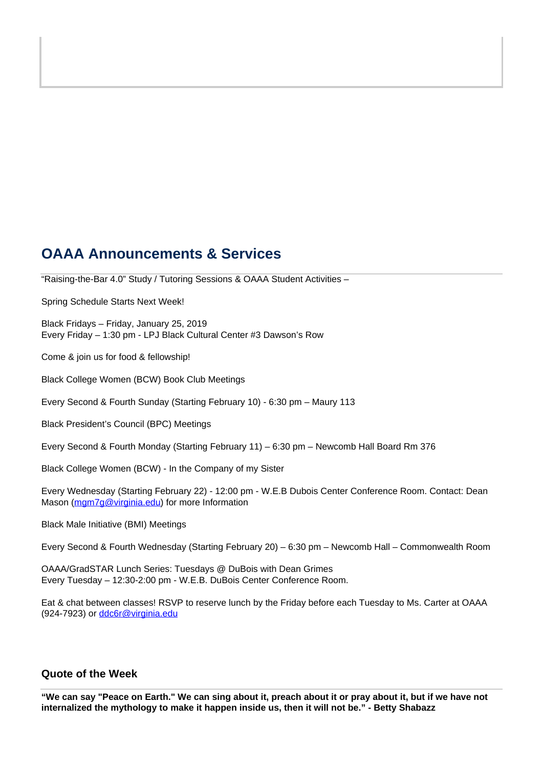## OAAA Announcements & Services

"Raising-the-Bar 4.0" Study / Tutoring Sessions & OAAA Student Activities –

Spring Schedule Starts Next Week!

Black Fridays – Friday, January 25, 2019
Every Friday – 1:30 pm - LPJ Black Cultural Center #3 Dawson's Row

Come & join us for food & fellowship!

Black College Women (BCW) Book Club Meetings

Every Second & Fourth Sunday (Starting February 10) - 6:30 pm – Maury 113

Black President's Council (BPC) Meetings

Every Second & Fourth Monday (Starting February 11) – 6:30 pm – Newcomb Hall Board Rm 376

Black College Women (BCW) - In the Company of my Sister

Every Wednesday (Starting February 22) - 12:00 pm - W.E.B Dubois Center Conference Room. Contact: Dean Mason (mgm7g@virginia.edu) for more Information

Black Male Initiative (BMI) Meetings

Every Second & Fourth Wednesday (Starting February 20) – 6:30 pm – Newcomb Hall – Commonwealth Room

OAAA/GradSTAR Lunch Series: Tuesdays @ DuBois with Dean Grimes
Every Tuesday – 12:30-2:00 pm - W.E.B. DuBois Center Conference Room.

Eat & chat between classes! RSVP to reserve lunch by the Friday before each Tuesday to Ms. Carter at OAAA (924-7923) or ddc6r@virginia.edu

### Quote of the Week

**"We can say "Peace on Earth." We can sing about it, preach about it or pray about it, but if we have not internalized the mythology to make it happen inside us, then it will not be." - Betty Shabazz**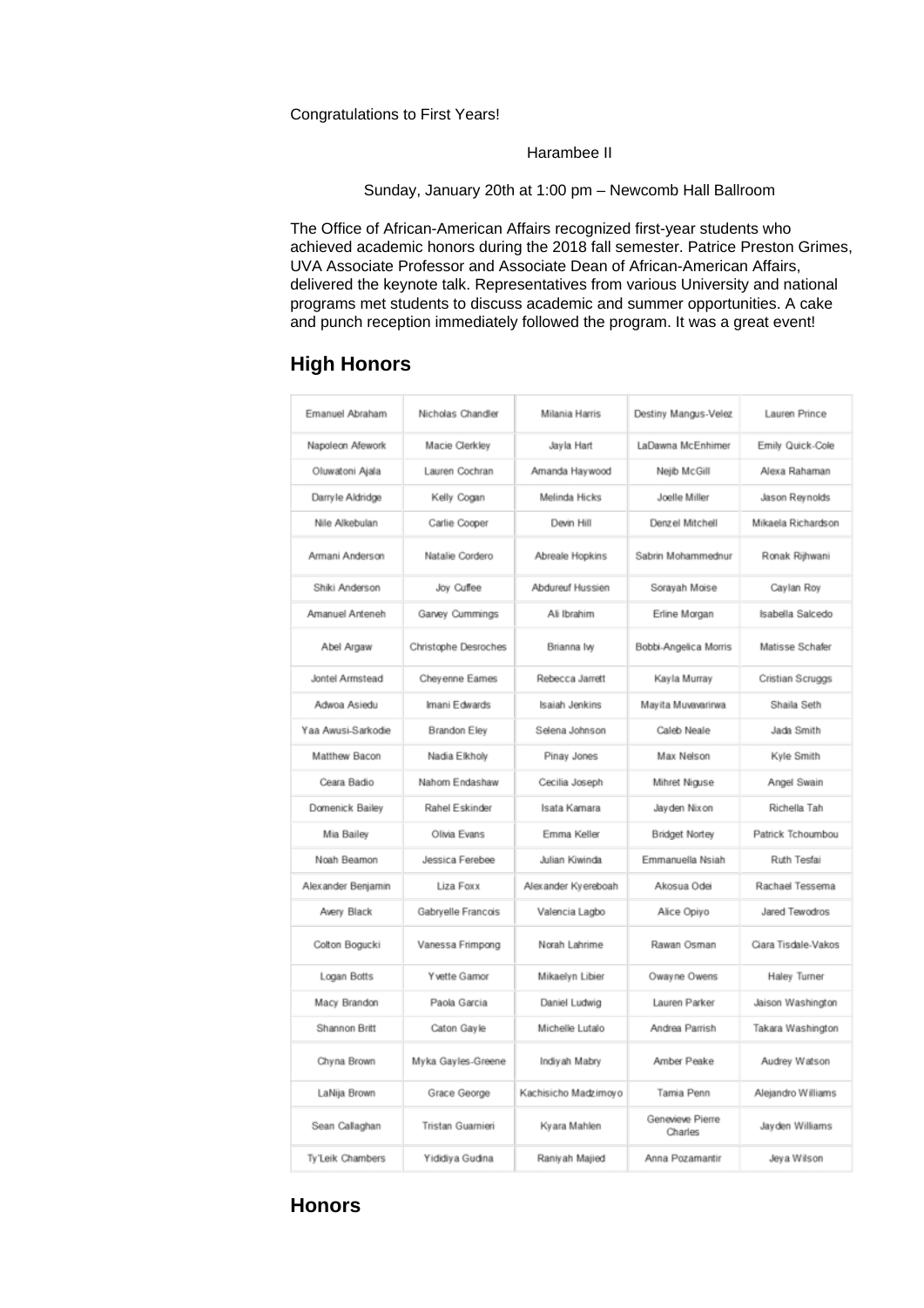Congratulations to First Years!

Harambee II

Sunday, January 20th at 1:00 pm – Newcomb Hall Ballroom

The Office of African-American Affairs recognized first-year students who achieved academic honors during the 2018 fall semester. Patrice Preston Grimes, UVA Associate Professor and Associate Dean of African-American Affairs, delivered the keynote talk. Representatives from various University and national programs met students to discuss academic and summer opportunities. A cake and punch reception immediately followed the program. It was a great event!

## High Honors

| | | | | |
|---|---|---|---|---|
| Emanuel Abraham | Nicholas Chandler | Milania Harris | Destiny Mangus-Velez | Lauren Prince |
| Napoleon Afework | Macie Clerkley | Jayla Hart | LaDawna McEnhimer | Emily Quick-Cole |
| Oluwatoni Ajala | Lauren Cochran | Amanda Haywood | Nejib McGill | Alexa Rahaman |
| Darryle Aldridge | Kelly Cogan | Melinda Hicks | Joelle Miller | Jason Reynolds |
| Nile Alkebulan | Carlie Cooper | Devin Hill | Denzel Mitchell | Mikaela Richardson |
| Armani Anderson | Natalie Cordero | Abreale Hopkins | Sabrin Mohammednur | Ronak Rijhwani |
| Shiki Anderson | Joy Cuffee | Abdureuf Hussien | Sorayah Moise | Caylan Roy |
| Amanuel Anteneh | Garvey Cummings | Ali Ibrahim | Erline Morgan | Isabella Salcedo |
| Abel Argaw | Christophe Desroches | Brianna Ivy | Bobbi-Angelica Morris | Matisse Schafer |
| Jontel Armstead | Cheyenne Eames | Rebecca Jarrett | Kayla Murray | Cristian Scruggs |
| Adwoa Asiedu | Imani Edwards | Isaiah Jenkins | Mayita Muvavarirwa | Shaila Seth |
| Yaa Awusi-Sarkodie | Brandon Eley | Selena Johnson | Caleb Neale | Jada Smith |
| Matthew Bacon | Nadia Elkholy | Pinay Jones | Max Nelson | Kyle Smith |
| Ceara Badio | Nahom Endashaw | Cecilia Joseph | Mihret Niguse | Angel Swain |
| Domenick Bailey | Rahel Eskinder | Isata Kamara | Jayden Nixon | Richella Tah |
| Mia Bailey | Olivia Evans | Emma Keller | Bridget Nortey | Patrick Tchoumbou |
| Noah Beamon | Jessica Ferebee | Julian Kiwinda | Emmanuella Nsiah | Ruth Tesfai |
| Alexander Benjamin | Liza Foxx | Alexander Kyereboah | Akosua Odei | Rachael Tessema |
| Avery Black | Gabryelle Francois | Valencia Lagbo | Alice Opiyo | Jared Tewodros |
| Colton Bogucki | Vanessa Frimpong | Norah Lahrime | Rawan Osman | Ciara Tisdale-Vakos |
| Logan Botts | Yvette Gamor | Mikaelyn Libier | Owayne Owens | Haley Turner |
| Macy Brandon | Paola Garcia | Daniel Ludwig | Lauren Parker | Jaison Washington |
| Shannon Britt | Caton Gayle | Michelle Lutalo | Andrea Parrish | Takara Washington |
| Chyna Brown | Myka Gayles-Greene | Indiyah Mabry | Amber Peake | Audrey Watson |
| LaNija Brown | Grace George | Kachisicho Madzimoyo | Tamia Penn | Alejandro Williams |
| Sean Callaghan | Tristan Guarnieri | Kyara Mahlen | Genevieve Pierre Charles | Jayden Williams |
| Ty'Leik Chambers | Yididiya Gudina | Raniyah Majied | Anna Pozamantir | Jeya Wilson |

## Honors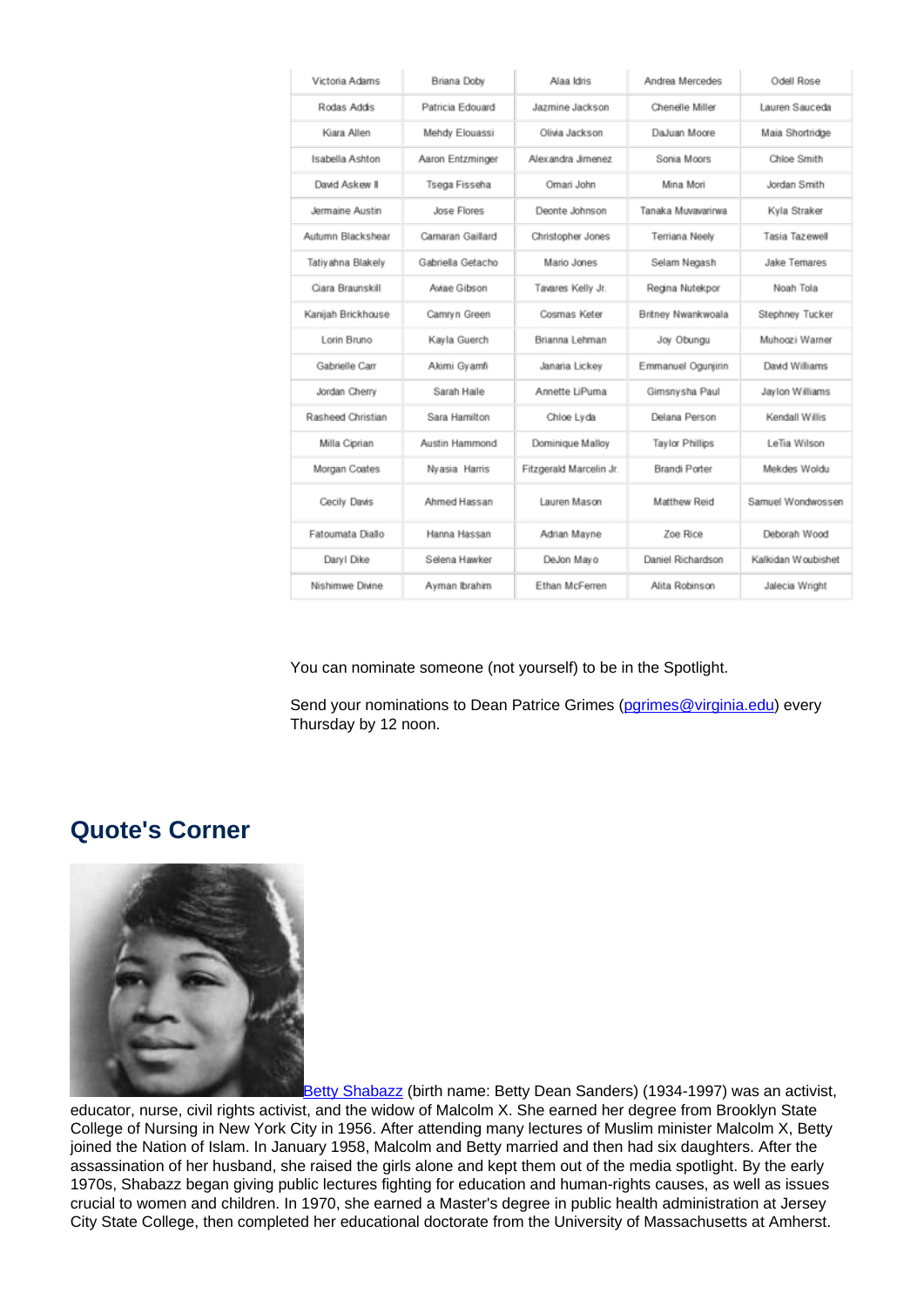| Victoria Adams | Briana Doby | Alaa Idris | Andrea Mercedes | Odell Rose |
|---|---|---|---|---|
| Rodas Addis | Patricia Edouard | Jazmine Jackson | Chenelle Miller | Lauren Sauceda |
| Kiara Allen | Mehdy Elouassi | Olivia Jackson | DaJuan Moore | Maia Shortridge |
| Isabella Ashton | Aaron Entzminger | Alexandra Jimenez | Sonia Moors | Chloe Smith |
| David Askew II | Tsega Fisseha | Omari John | Mina Mori | Jordan Smith |
| Jermaine Austin | Jose Flores | Deonte Johnson | Tanaka Muvavarirwa | Kyla Straker |
| Autumn Blackshear | Camaran Gaillard | Christopher Jones | Terriana Neely | Tasia Tazewell |
| Tatiyahna Blakely | Gabriella Getacho | Mario Jones | Selam Negash | Jake Temares |
| Ciara Braunskill | Aviae Gibson | Tavares Kelly Jr. | Regina Nutekpor | Noah Tola |
| Kanijah Brickhouse | Camryn Green | Cosmas Keter | Britney Nwankwoala | Stephney Tucker |
| Lorin Bruno | Kayla Guerch | Brianna Lehman | Joy Obungu | Muhoozi Warner |
| Gabrielle Carr | Akimi Gyamfi | Janaria Lickey | Emmanuel Ogunjirin | David Williams |
| Jordan Cherry | Sarah Haile | Annette LiPuma | Gimsnysha Paul | Jaylon Williams |
| Rasheed Christian | Sara Hamilton | Chloe Lyda | Delana Person | Kendall Willis |
| Milla Ciprian | Austin Hammond | Dominique Malloy | Taylor Phillips | LeTia Wilson |
| Morgan Coates | Nyasia Harris | Fitzgerald Marcelin Jr. | Brandi Porter | Mekdes Woldu |
| Cecily Davis | Ahmed Hassan | Lauren Mason | Matthew Reid | Samuel Wondwossen |
| Fatoumata Diallo | Hanna Hassan | Adrian Mayne | Zoe Rice | Deborah Wood |
| Daryl Dike | Selena Hawker | DeJon Mayo | Daniel Richardson | Kalkidan Woubishet |
| Nishimwe Divine | Ayman Ibrahim | Ethan McFerren | Alita Robinson | Jalecia Wright |

You can nominate someone (not yourself) to be in the Spotlight.

Send your nominations to Dean Patrice Grimes (pgrimes@virginia.edu) every Thursday by 12 noon.

## Quote's Corner

Betty Shabazz (birth name: Betty Dean Sanders) (1934-1997) was an activist, educator, nurse, civil rights activist, and the widow of Malcolm X. She earned her degree from Brooklyn State College of Nursing in New York City in 1956. After attending many lectures of Muslim minister Malcolm X, Betty joined the Nation of Islam. In January 1958, Malcolm and Betty married and then had six daughters. After the assassination of her husband, she raised the girls alone and kept them out of the media spotlight. By the early 1970s, Shabazz began giving public lectures fighting for education and human-rights causes, as well as issues crucial to women and children. In 1970, she earned a Master's degree in public health administration at Jersey City State College, then completed her educational doctorate from the University of Massachusetts at Amherst.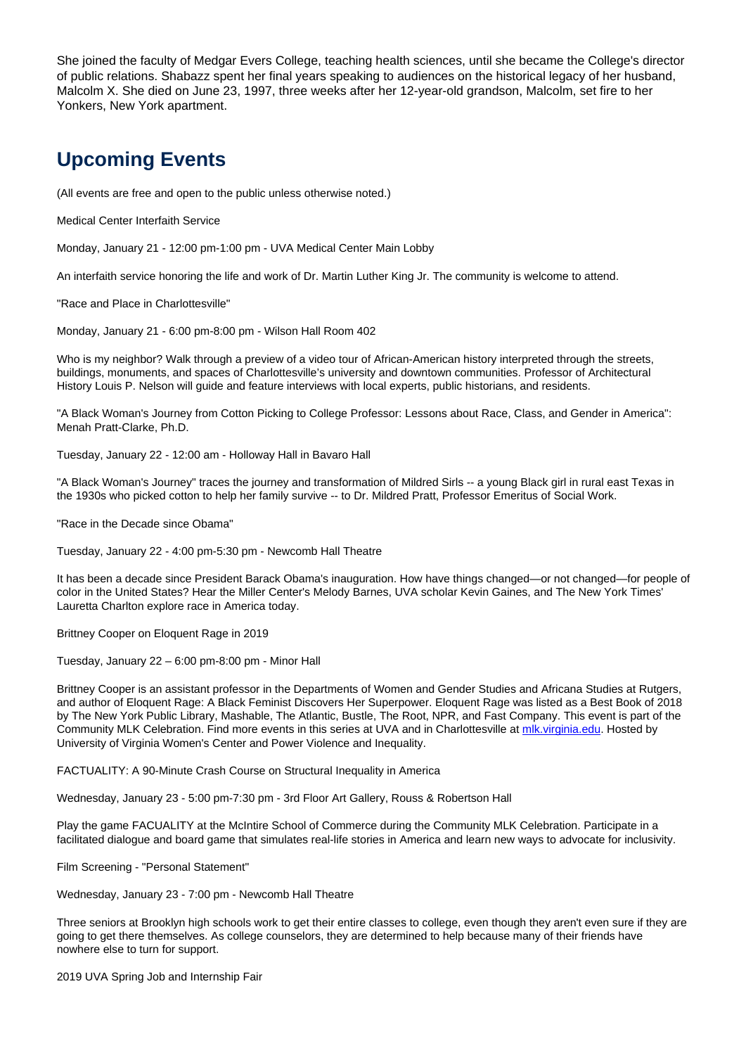She joined the faculty of Medgar Evers College, teaching health sciences, until she became the College's director of public relations. Shabazz spent her final years speaking to audiences on the historical legacy of her husband, Malcolm X. She died on June 23, 1997, three weeks after her 12-year-old grandson, Malcolm, set fire to her Yonkers, New York apartment.

## Upcoming Events

(All events are free and open to the public unless otherwise noted.)

Medical Center Interfaith Service

Monday, January 21 - 12:00 pm-1:00 pm - UVA Medical Center Main Lobby

An interfaith service honoring the life and work of Dr. Martin Luther King Jr. The community is welcome to attend.

"Race and Place in Charlottesville"

Monday, January 21 - 6:00 pm-8:00 pm - Wilson Hall Room 402

Who is my neighbor? Walk through a preview of a video tour of African-American history interpreted through the streets, buildings, monuments, and spaces of Charlottesville's university and downtown communities. Professor of Architectural History Louis P. Nelson will guide and feature interviews with local experts, public historians, and residents.

"A Black Woman's Journey from Cotton Picking to College Professor: Lessons about Race, Class, and Gender in America": Menah Pratt-Clarke, Ph.D.

Tuesday, January 22 - 12:00 am - Holloway Hall in Bavaro Hall

"A Black Woman's Journey" traces the journey and transformation of Mildred Sirls -- a young Black girl in rural east Texas in the 1930s who picked cotton to help her family survive -- to Dr. Mildred Pratt, Professor Emeritus of Social Work.

"Race in the Decade since Obama"

Tuesday, January 22 - 4:00 pm-5:30 pm - Newcomb Hall Theatre

It has been a decade since President Barack Obama's inauguration. How have things changed—or not changed—for people of color in the United States? Hear the Miller Center's Melody Barnes, UVA scholar Kevin Gaines, and The New York Times' Lauretta Charlton explore race in America today.

Brittney Cooper on Eloquent Rage in 2019

Tuesday, January 22 – 6:00 pm-8:00 pm - Minor Hall

Brittney Cooper is an assistant professor in the Departments of Women and Gender Studies and Africana Studies at Rutgers, and author of Eloquent Rage: A Black Feminist Discovers Her Superpower. Eloquent Rage was listed as a Best Book of 2018 by The New York Public Library, Mashable, The Atlantic, Bustle, The Root, NPR, and Fast Company. This event is part of the Community MLK Celebration. Find more events in this series at UVA and in Charlottesville at [mlk.virginia.edu](mlk.virginia.edu). Hosted by University of Virginia Women's Center and Power Violence and Inequality.

FACTUALITY: A 90-Minute Crash Course on Structural Inequality in America

Wednesday, January 23 - 5:00 pm-7:30 pm - 3rd Floor Art Gallery, Rouss & Robertson Hall

Play the game FACUALITY at the McIntire School of Commerce during the Community MLK Celebration. Participate in a facilitated dialogue and board game that simulates real-life stories in America and learn new ways to advocate for inclusivity.

Film Screening - "Personal Statement"

Wednesday, January 23 - 7:00 pm - Newcomb Hall Theatre

Three seniors at Brooklyn high schools work to get their entire classes to college, even though they aren't even sure if they are going to get there themselves. As college counselors, they are determined to help because many of their friends have nowhere else to turn for support.

2019 UVA Spring Job and Internship Fair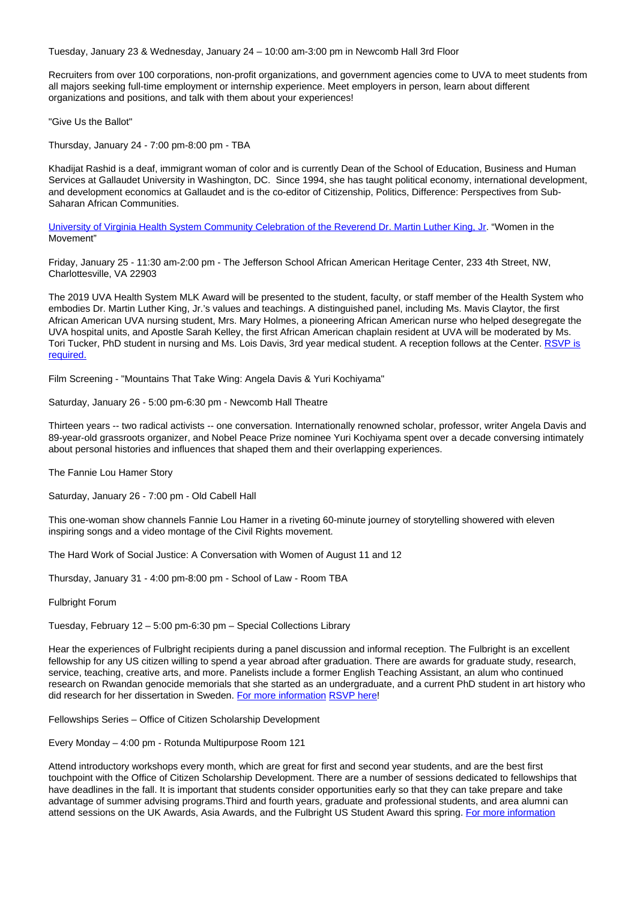Tuesday, January 23 & Wednesday, January 24 – 10:00 am-3:00 pm in Newcomb Hall 3rd Floor

Recruiters from over 100 corporations, non-profit organizations, and government agencies come to UVA to meet students from all majors seeking full-time employment or internship experience. Meet employers in person, learn about different organizations and positions, and talk with them about your experiences!

"Give Us the Ballot"

Thursday, January 24 - 7:00 pm-8:00 pm - TBA

Khadijat Rashid is a deaf, immigrant woman of color and is currently Dean of the School of Education, Business and Human Services at Gallaudet University in Washington, DC. Since 1994, she has taught political economy, international development, and development economics at Gallaudet and is the co-editor of Citizenship, Politics, Difference: Perspectives from Sub-Saharan African Communities.

University of Virginia Health System Community Celebration of the Reverend Dr. Martin Luther King, Jr. "Women in the Movement"

Friday, January 25 - 11:30 am-2:00 pm - The Jefferson School African American Heritage Center, 233 4th Street, NW, Charlottesville, VA 22903

The 2019 UVA Health System MLK Award will be presented to the student, faculty, or staff member of the Health System who embodies Dr. Martin Luther King, Jr.'s values and teachings. A distinguished panel, including Ms. Mavis Claytor, the first African American UVA nursing student, Mrs. Mary Holmes, a pioneering African American nurse who helped desegregate the UVA hospital units, and Apostle Sarah Kelley, the first African American chaplain resident at UVA will be moderated by Ms. Tori Tucker, PhD student in nursing and Ms. Lois Davis, 3rd year medical student. A reception follows at the Center. RSVP is required.

Film Screening - "Mountains That Take Wing: Angela Davis & Yuri Kochiyama"

Saturday, January 26 - 5:00 pm-6:30 pm - Newcomb Hall Theatre

Thirteen years -- two radical activists -- one conversation. Internationally renowned scholar, professor, writer Angela Davis and 89-year-old grassroots organizer, and Nobel Peace Prize nominee Yuri Kochiyama spent over a decade conversing intimately about personal histories and influences that shaped them and their overlapping experiences.

The Fannie Lou Hamer Story

Saturday, January 26 - 7:00 pm - Old Cabell Hall

This one-woman show channels Fannie Lou Hamer in a riveting 60-minute journey of storytelling showered with eleven inspiring songs and a video montage of the Civil Rights movement.

The Hard Work of Social Justice: A Conversation with Women of August 11 and 12

Thursday, January 31 - 4:00 pm-8:00 pm - School of Law - Room TBA

Fulbright Forum

Tuesday, February 12 – 5:00 pm-6:30 pm – Special Collections Library

Hear the experiences of Fulbright recipients during a panel discussion and informal reception. The Fulbright is an excellent fellowship for any US citizen willing to spend a year abroad after graduation. There are awards for graduate study, research, service, teaching, creative arts, and more. Panelists include a former English Teaching Assistant, an alum who continued research on Rwandan genocide memorials that she started as an undergraduate, and a current PhD student in art history who did research for her dissertation in Sweden. For more information RSVP here!

Fellowships Series – Office of Citizen Scholarship Development

Every Monday – 4:00 pm - Rotunda Multipurpose Room 121

Attend introductory workshops every month, which are great for first and second year students, and are the best first touchpoint with the Office of Citizen Scholarship Development. There are a number of sessions dedicated to fellowships that have deadlines in the fall. It is important that students consider opportunities early so that they can take prepare and take advantage of summer advising programs.Third and fourth years, graduate and professional students, and area alumni can attend sessions on the UK Awards, Asia Awards, and the Fulbright US Student Award this spring. For more information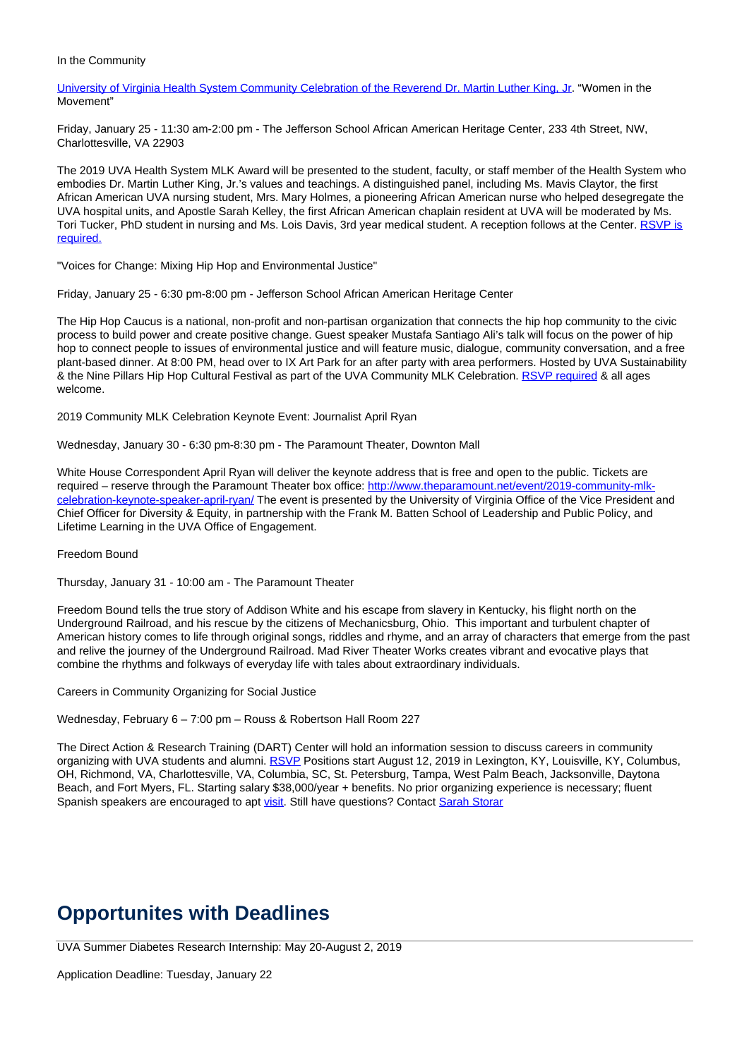In the Community

University of Virginia Health System Community Celebration of the Reverend Dr. Martin Luther King, Jr. "Women in the Movement"

Friday, January 25 - 11:30 am-2:00 pm - The Jefferson School African American Heritage Center, 233 4th Street, NW, Charlottesville, VA 22903

The 2019 UVA Health System MLK Award will be presented to the student, faculty, or staff member of the Health System who embodies Dr. Martin Luther King, Jr.'s values and teachings. A distinguished panel, including Ms. Mavis Claytor, the first African American UVA nursing student, Mrs. Mary Holmes, a pioneering African American nurse who helped desegregate the UVA hospital units, and Apostle Sarah Kelley, the first African American chaplain resident at UVA will be moderated by Ms. Tori Tucker, PhD student in nursing and Ms. Lois Davis, 3rd year medical student. A reception follows at the Center. RSVP is required.

"Voices for Change: Mixing Hip Hop and Environmental Justice"

Friday, January 25 - 6:30 pm-8:00 pm - Jefferson School African American Heritage Center

The Hip Hop Caucus is a national, non-profit and non-partisan organization that connects the hip hop community to the civic process to build power and create positive change. Guest speaker Mustafa Santiago Ali's talk will focus on the power of hip hop to connect people to issues of environmental justice and will feature music, dialogue, community conversation, and a free plant-based dinner. At 8:00 PM, head over to IX Art Park for an after party with area performers. Hosted by UVA Sustainability & the Nine Pillars Hip Hop Cultural Festival as part of the UVA Community MLK Celebration. RSVP required & all ages welcome.

2019 Community MLK Celebration Keynote Event: Journalist April Ryan

Wednesday, January 30 - 6:30 pm-8:30 pm - The Paramount Theater, Downton Mall

White House Correspondent April Ryan will deliver the keynote address that is free and open to the public. Tickets are required – reserve through the Paramount Theater box office: http://www.theparamount.net/event/2019-community-mlk-celebration-keynote-speaker-april-ryan/ The event is presented by the University of Virginia Office of the Vice President and Chief Officer for Diversity & Equity, in partnership with the Frank M. Batten School of Leadership and Public Policy, and Lifetime Learning in the UVA Office of Engagement.

Freedom Bound

Thursday, January 31 - 10:00 am - The Paramount Theater

Freedom Bound tells the true story of Addison White and his escape from slavery in Kentucky, his flight north on the Underground Railroad, and his rescue by the citizens of Mechanicsburg, Ohio. This important and turbulent chapter of American history comes to life through original songs, riddles and rhyme, and an array of characters that emerge from the past and relive the journey of the Underground Railroad. Mad River Theater Works creates vibrant and evocative plays that combine the rhythms and folkways of everyday life with tales about extraordinary individuals.

Careers in Community Organizing for Social Justice

Wednesday, February 6 – 7:00 pm – Rouss & Robertson Hall Room 227

The Direct Action & Research Training (DART) Center will hold an information session to discuss careers in community organizing with UVA students and alumni. RSVP Positions start August 12, 2019 in Lexington, KY, Louisville, KY, Columbus, OH, Richmond, VA, Charlottesville, VA, Columbia, SC, St. Petersburg, Tampa, West Palm Beach, Jacksonville, Daytona Beach, and Fort Myers, FL. Starting salary $38,000/year + benefits. No prior organizing experience is necessary; fluent Spanish speakers are encouraged to apt visit. Still have questions? Contact Sarah Storar

## Opportunites with Deadlines

UVA Summer Diabetes Research Internship: May 20-August 2, 2019

Application Deadline: Tuesday, January 22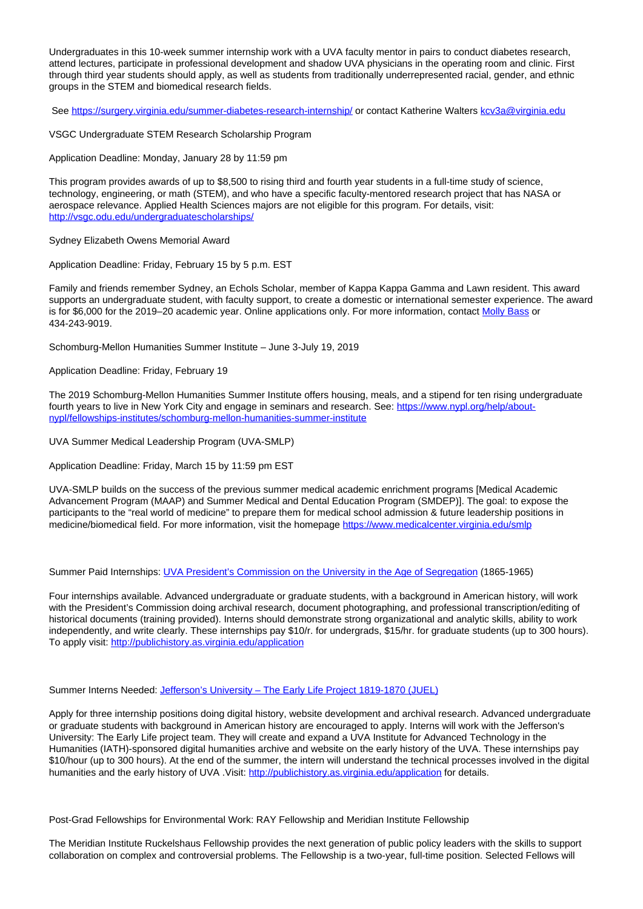Undergraduates in this 10-week summer internship work with a UVA faculty mentor in pairs to conduct diabetes research, attend lectures, participate in professional development and shadow UVA physicians in the operating room and clinic. First through third year students should apply, as well as students from traditionally underrepresented racial, gender, and ethnic groups in the STEM and biomedical research fields.

See [https://surgery.virginia.edu/summer-diabetes-research-internship/](https://surgery.virginia.edu/summer-diabetes-research-internship/) or contact Katherine Walters [kcv3a@virginia.edu](mailto:kcv3a@virginia.edu)

VSGC Undergraduate STEM Research Scholarship Program

Application Deadline: Monday, January 28 by 11:59 pm

This program provides awards of up to $8,500 to rising third and fourth year students in a full-time study of science, technology, engineering, or math (STEM), and who have a specific faculty-mentored research project that has NASA or aerospace relevance. Applied Health Sciences majors are not eligible for this program. For details, visit: [http://vsgc.odu.edu/undergraduatescholarships/](http://vsgc.odu.edu/undergraduatescholarships/)

Sydney Elizabeth Owens Memorial Award

Application Deadline: Friday, February 15 by 5 p.m. EST

Family and friends remember Sydney, an Echols Scholar, member of Kappa Kappa Gamma and Lawn resident. This award supports an undergraduate student, with faculty support, to create a domestic or international semester experience. The award is for $6,000 for the 2019–20 academic year. Online applications only. For more information, contact Molly Bass or 434-243-9019.

Schomburg-Mellon Humanities Summer Institute – June 3-July 19, 2019

Application Deadline: Friday, February 19

The 2019 Schomburg-Mellon Humanities Summer Institute offers housing, meals, and a stipend for ten rising undergraduate fourth years to live in New York City and engage in seminars and research. See: [https://www.nypl.org/help/about-nypl/fellowships-institutes/schomburg-mellon-humanities-summer-institute](https://www.nypl.org/help/about-nypl/fellowships-institutes/schomburg-mellon-humanities-summer-institute)

UVA Summer Medical Leadership Program (UVA-SMLP)

Application Deadline: Friday, March 15 by 11:59 pm EST

UVA-SMLP builds on the success of the previous summer medical academic enrichment programs [Medical Academic Advancement Program (MAAP) and Summer Medical and Dental Education Program (SMDEP)]. The goal: to expose the participants to the "real world of medicine" to prepare them for medical school admission & future leadership positions in medicine/biomedical field. For more information, visit the homepage [https://www.medicalcenter.virginia.edu/smlp](https://www.medicalcenter.virginia.edu/smlp)

Summer Paid Internships: UVA President's Commission on the University in the Age of Segregation (1865-1965)

Four internships available. Advanced undergraduate or graduate students, with a background in American history, will work with the President's Commission doing archival research, document photographing, and professional transcription/editing of historical documents (training provided). Interns should demonstrate strong organizational and analytic skills, ability to work independently, and write clearly. These internships pay $10/r. for undergrads, $15/hr. for graduate students (up to 300 hours). To apply visit: [http://publichistory.as.virginia.edu/application](http://publichistory.as.virginia.edu/application)

Summer Interns Needed: Jefferson's University – The Early Life Project 1819-1870 (JUEL)

Apply for three internship positions doing digital history, website development and archival research. Advanced undergraduate or graduate students with background in American history are encouraged to apply. Interns will work with the Jefferson's University: The Early Life project team. They will create and expand a UVA Institute for Advanced Technology in the Humanities (IATH)-sponsored digital humanities archive and website on the early history of the UVA. These internships pay $10/hour (up to 300 hours). At the end of the summer, the intern will understand the technical processes involved in the digital humanities and the early history of UVA .Visit: [http://publichistory.as.virginia.edu/application](http://publichistory.as.virginia.edu/application) for details.

Post-Grad Fellowships for Environmental Work: RAY Fellowship and Meridian Institute Fellowship

The Meridian Institute Ruckelshaus Fellowship provides the next generation of public policy leaders with the skills to support collaboration on complex and controversial problems. The Fellowship is a two-year, full-time position. Selected Fellows will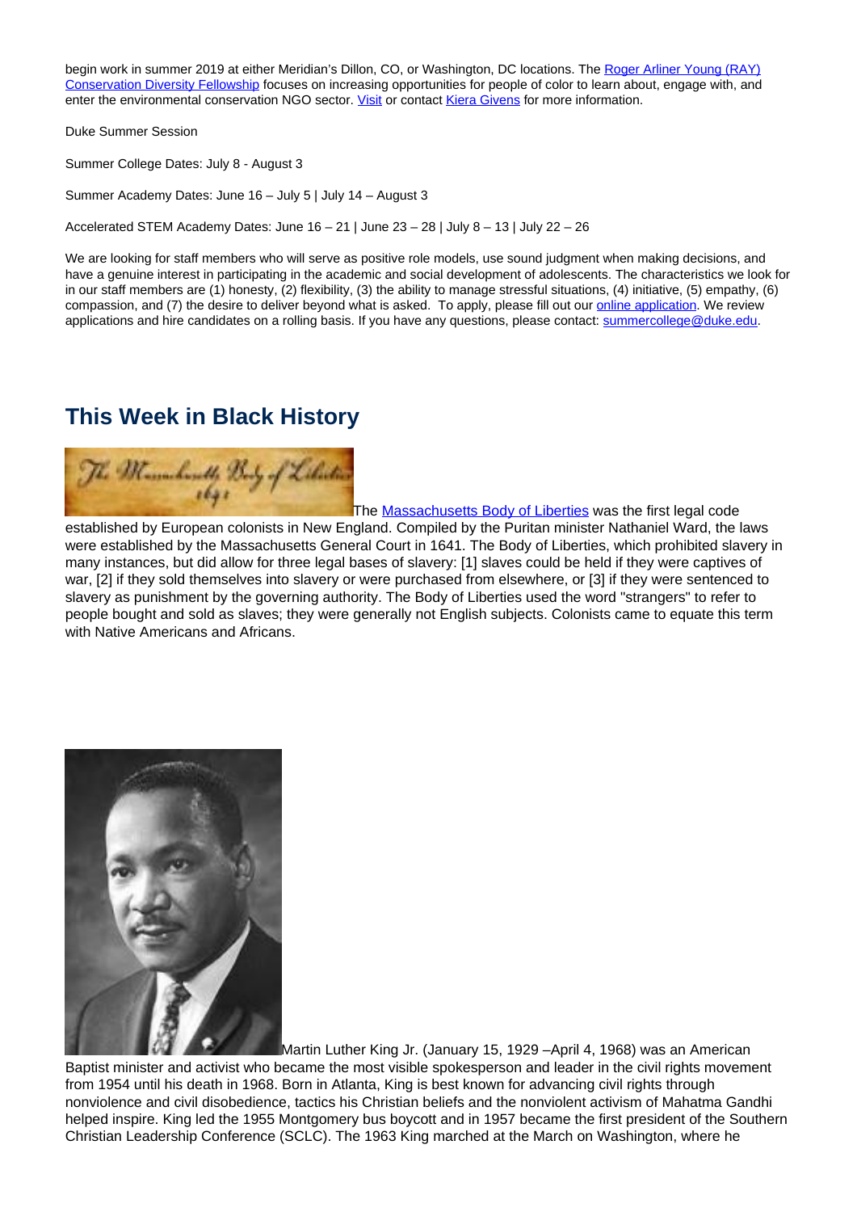begin work in summer 2019 at either Meridian's Dillon, CO, or Washington, DC locations. The Roger Arliner Young (RAY) Conservation Diversity Fellowship focuses on increasing opportunities for people of color to learn about, engage with, and enter the environmental conservation NGO sector. Visit or contact Kiera Givens for more information.

Duke Summer Session

Summer College Dates: July 8 - August 3

Summer Academy Dates: June 16 – July 5 | July 14 – August 3

Accelerated STEM Academy Dates: June 16 – 21 | June 23 – 28 | July 8 – 13 | July 22 – 26

We are looking for staff members who will serve as positive role models, use sound judgment when making decisions, and have a genuine interest in participating in the academic and social development of adolescents. The characteristics we look for in our staff members are (1) honesty, (2) flexibility, (3) the ability to manage stressful situations, (4) initiative, (5) empathy, (6) compassion, and (7) the desire to deliver beyond what is asked. To apply, please fill out our online application. We review applications and hire candidates on a rolling basis. If you have any questions, please contact: summercollege@duke.edu.

## This Week in Black History

The Massachusetts Body of Liberties was the first legal code established by European colonists in New England. Compiled by the Puritan minister Nathaniel Ward, the laws were established by the Massachusetts General Court in 1641. The Body of Liberties, which prohibited slavery in many instances, but did allow for three legal bases of slavery: [1] slaves could be held if they were captives of war, [2] if they sold themselves into slavery or were purchased from elsewhere, or [3] if they were sentenced to slavery as punishment by the governing authority. The Body of Liberties used the word "strangers" to refer to people bought and sold as slaves; they were generally not English subjects. Colonists came to equate this term with Native Americans and Africans.

Martin Luther King Jr. (January 15, 1929 –April 4, 1968) was an American Baptist minister and activist who became the most visible spokesperson and leader in the civil rights movement from 1954 until his death in 1968. Born in Atlanta, King is best known for advancing civil rights through nonviolence and civil disobedience, tactics his Christian beliefs and the nonviolent activism of Mahatma Gandhi helped inspire. King led the 1955 Montgomery bus boycott and in 1957 became the first president of the Southern Christian Leadership Conference (SCLC). The 1963 King marched at the March on Washington, where he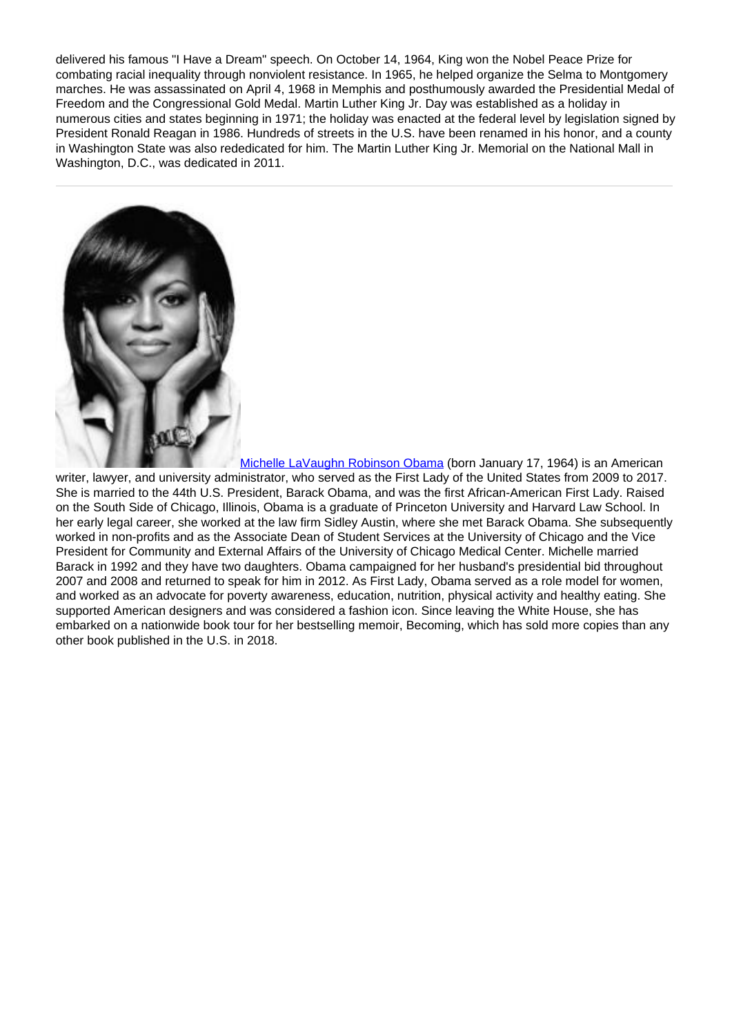delivered his famous "I Have a Dream" speech. On October 14, 1964, King won the Nobel Peace Prize for combating racial inequality through nonviolent resistance. In 1965, he helped organize the Selma to Montgomery marches. He was assassinated on April 4, 1968 in Memphis and posthumously awarded the Presidential Medal of Freedom and the Congressional Gold Medal. Martin Luther King Jr. Day was established as a holiday in numerous cities and states beginning in 1971; the holiday was enacted at the federal level by legislation signed by President Ronald Reagan in 1986. Hundreds of streets in the U.S. have been renamed in his honor, and a county in Washington State was also rededicated for him. The Martin Luther King Jr. Memorial on the National Mall in Washington, D.C., was dedicated in 2011.

---

Michelle LaVaughn Robinson Obama (born January 17, 1964) is an American writer, lawyer, and university administrator, who served as the First Lady of the United States from 2009 to 2017. She is married to the 44th U.S. President, Barack Obama, and was the first African-American First Lady. Raised on the South Side of Chicago, Illinois, Obama is a graduate of Princeton University and Harvard Law School. In her early legal career, she worked at the law firm Sidley Austin, where she met Barack Obama. She subsequently worked in non-profits and as the Associate Dean of Student Services at the University of Chicago and the Vice President for Community and External Affairs of the University of Chicago Medical Center. Michelle married Barack in 1992 and they have two daughters. Obama campaigned for her husband's presidential bid throughout 2007 and 2008 and returned to speak for him in 2012. As First Lady, Obama served as a role model for women, and worked as an advocate for poverty awareness, education, nutrition, physical activity and healthy eating. She supported American designers and was considered a fashion icon. Since leaving the White House, she has embarked on a nationwide book tour for her bestselling memoir, Becoming, which has sold more copies than any other book published in the U.S. in 2018.